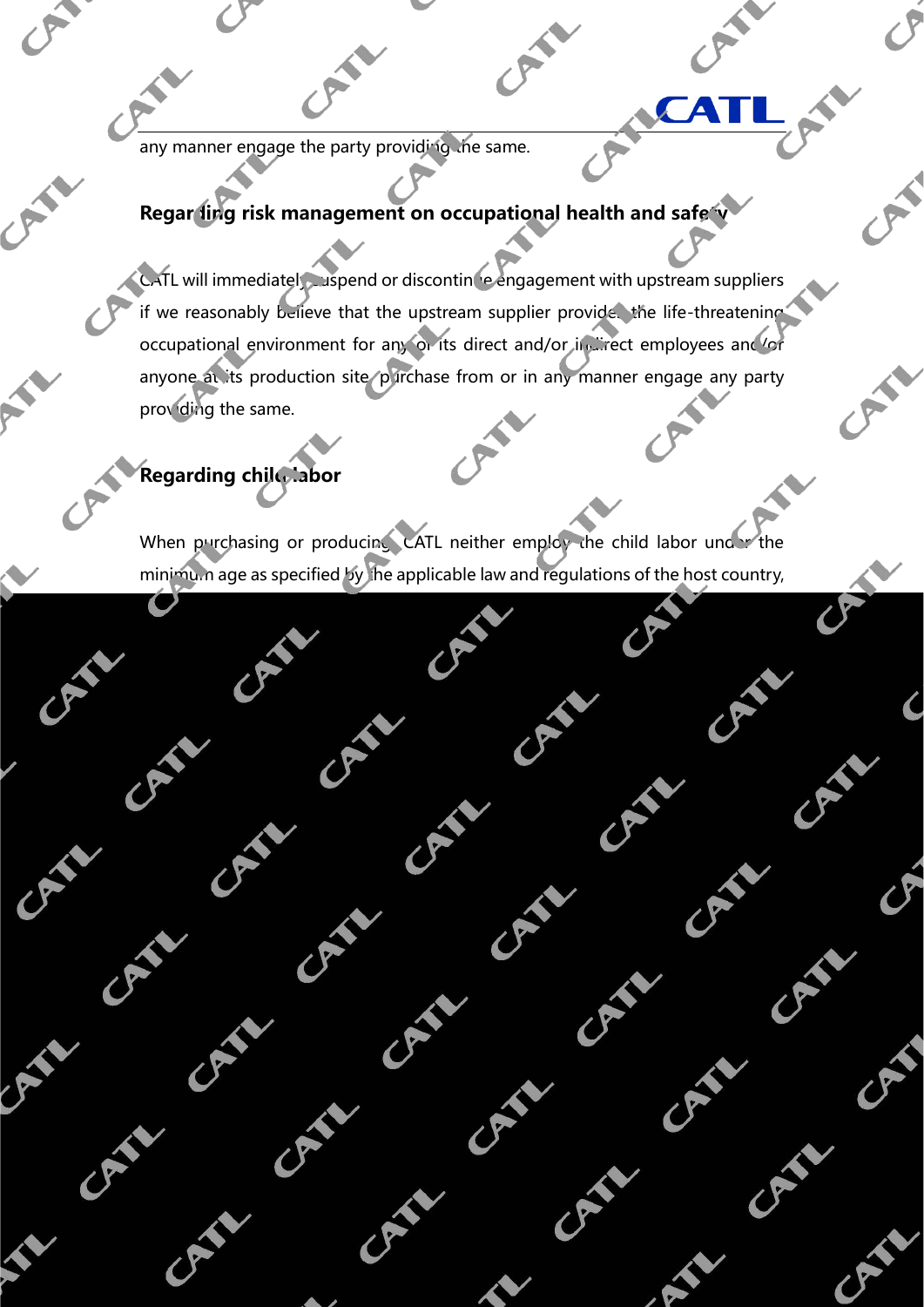any manner engage the party providing the same.

## Regarding risk management on occupational health and safety

CATL will immediately suspend or discontinue engagement with upstream suppliers if we reasonably believe that the upstream supplier provides the life-threatening occupational environment for any of its direct and/or indirect employees and/or anyone at its production site, purchase from or in any manner engage any party providing the same.

## Regarding child labor

When purchasing or producing, CATL neither employ the child labor under the minimum age as specified by the applicable law and regulations of the host country,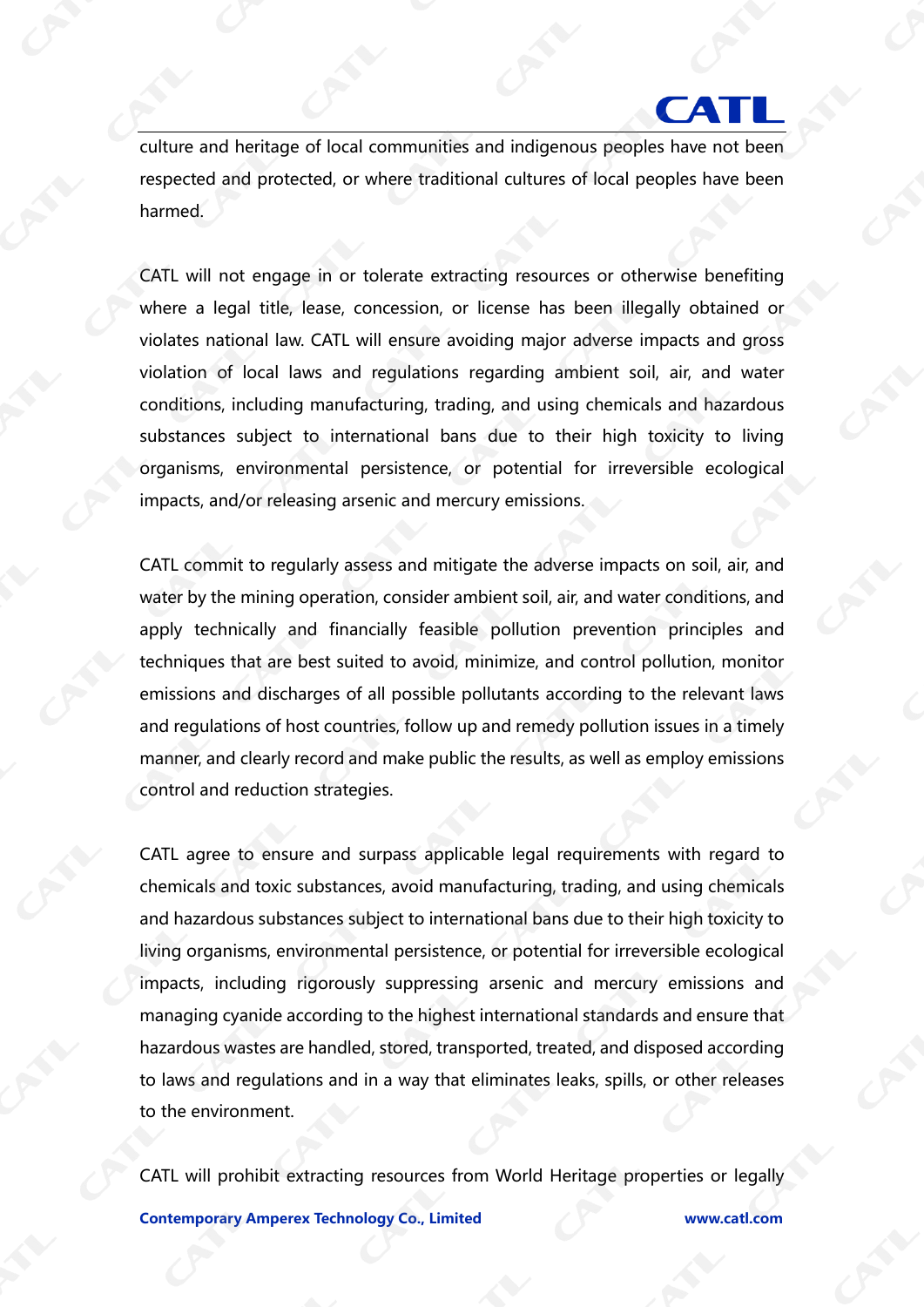culture and heritage of local communities and indigenous peoples have not been respected and protected, or where traditional cultures of local peoples have been harmed.

CATL will not engage in or tolerate extracting resources or otherwise benefiting where a legal title, lease, concession, or license has been illegally obtained or violates national law. CATL will ensure avoiding major adverse impacts and gross violation of local laws and regulations regarding ambient soil, air, and water conditions, including manufacturing, trading, and using chemicals and hazardous substances subject to international bans due to their high toxicity to living organisms, environmental persistence, or potential for irreversible ecological impacts, and/or releasing arsenic and mercury emissions.

CATL commit to regularly assess and mitigate the adverse impacts on soil, air, and water by the mining operation, consider ambient soil, air, and water conditions, and apply technically and financially feasible pollution prevention principles and techniques that are best suited to avoid, minimize, and control pollution, monitor emissions and discharges of all possible pollutants according to the relevant laws and regulations of host countries, follow up and remedy pollution issues in a timely manner, and clearly record and make public the results, as well as employ emissions control and reduction strategies.

CATL agree to ensure and surpass applicable legal requirements with regard to chemicals and toxic substances, avoid manufacturing, trading, and using chemicals and hazardous substances subject to international bans due to their high toxicity to living organisms, environmental persistence, or potential for irreversible ecological impacts, including rigorously suppressing arsenic and mercury emissions and managing cyanide according to the highest international standards and ensure that hazardous wastes are handled, stored, transported, treated, and disposed according to laws and regulations and in a way that eliminates leaks, spills, or other releases to the environment.

CATL will prohibit extracting resources from World Heritage properties or legally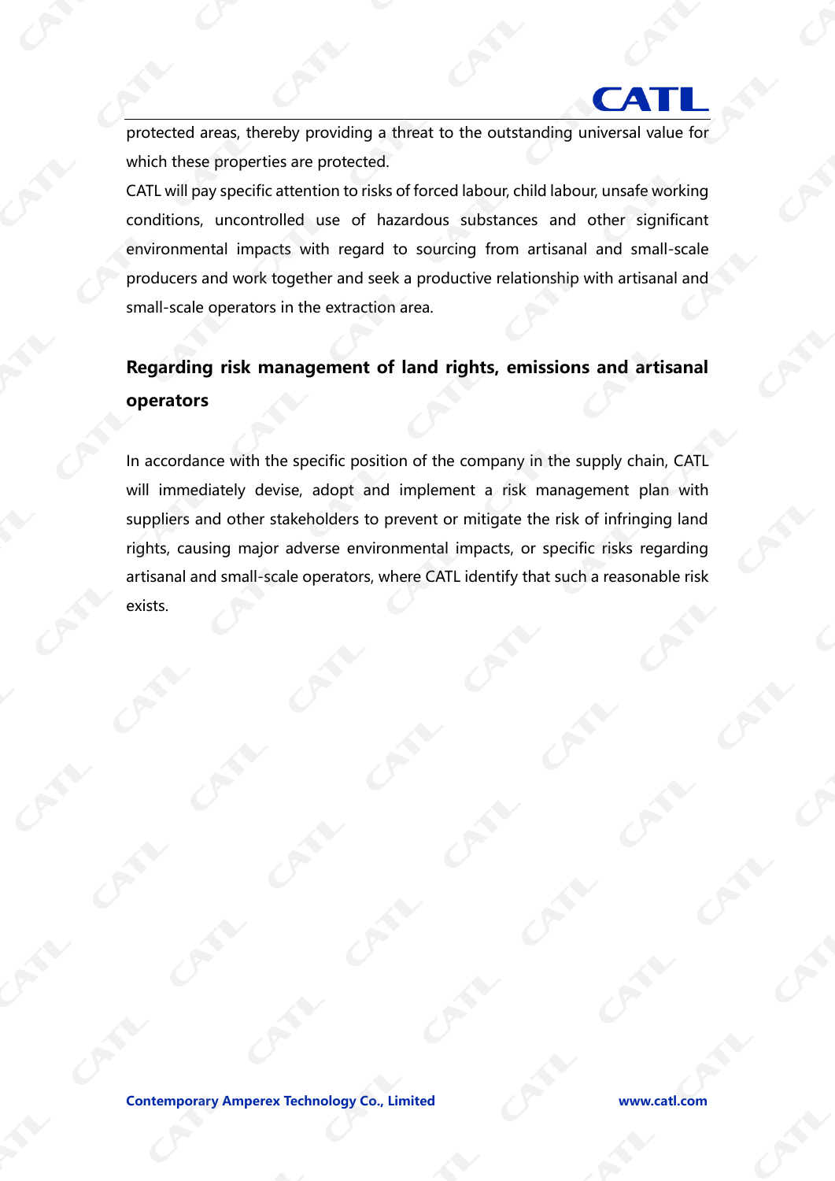protected areas, thereby providing a threat to the outstanding universal value for which these properties are protected.

CATL will pay specific attention to risks of forced labour, child labour, unsafe working conditions, uncontrolled use of hazardous substances and other significant environmental impacts with regard to sourcing from artisanal and small-scale producers and work together and seek a productive relationship with artisanal and small-scale operators in the extraction area.

## Regarding risk management of land rights, emissions and artisanal operators

In accordance with the specific position of the company in the supply chain, CATL will immediately devise, adopt and implement a risk management plan with suppliers and other stakeholders to prevent or mitigate the risk of infringing land rights, causing major adverse environmental impacts, or specific risks regarding artisanal and small-scale operators, where CATL identify that such a reasonable risk exists.